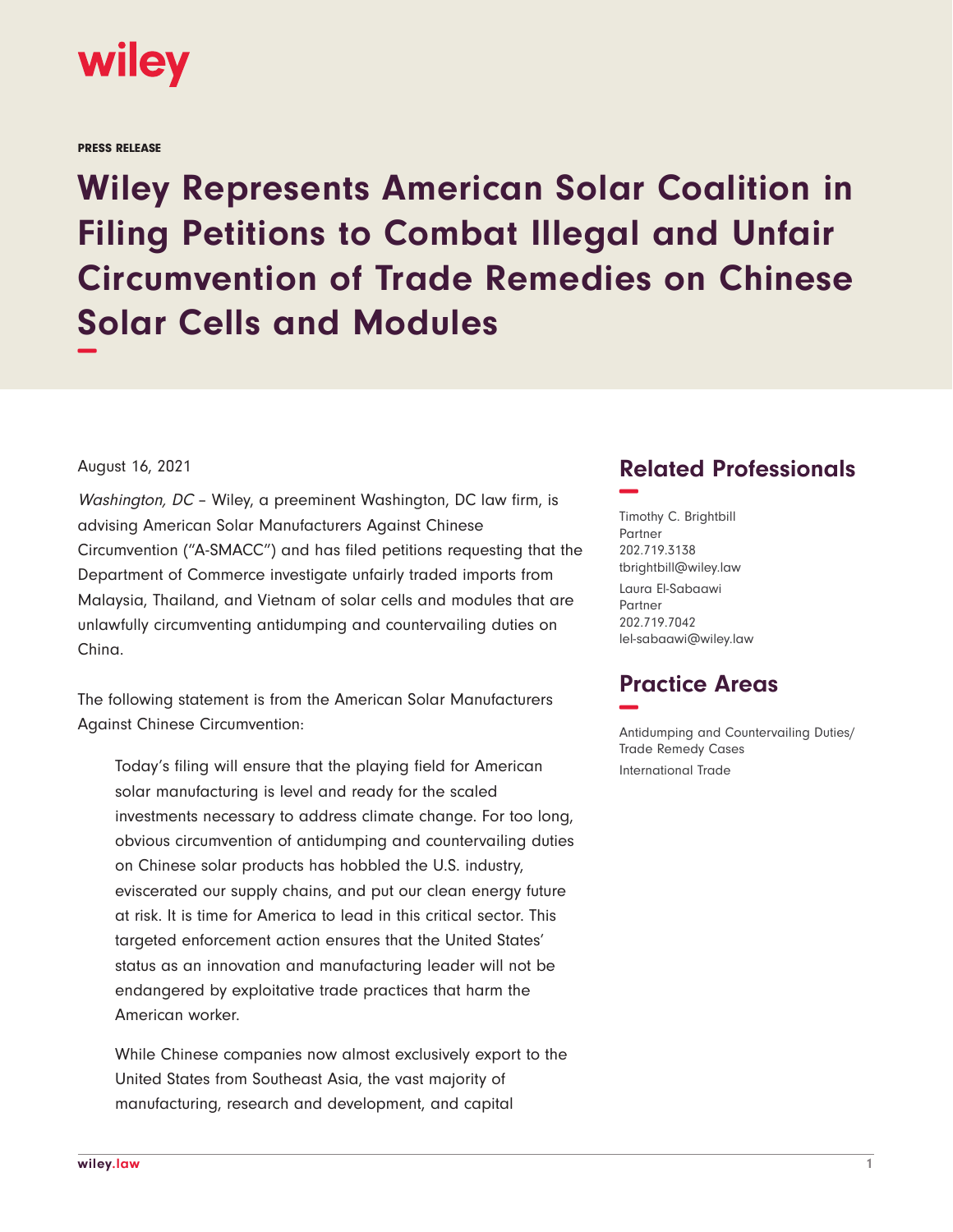PRESS RELEASE

# Wiley Represents American Solar Coalition in Filing Petitions to Combat Illegal and Unfair Circumvention of Trade Remedies on Chinese Solar Cells and Modules

August 16, 2021

*Washington, DC* – Wiley, a preeminent Washington, DC law firm, is advising American Solar Manufacturers Against Chinese Circumvention ("A-SMACC") and has filed petitions requesting that the Department of Commerce investigate unfairly traded imports from Malaysia, Thailand, and Vietnam of solar cells and modules that are unlawfully circumventing antidumping and countervailing duties on China.

The following statement is from the American Solar Manufacturers Against Chinese Circumvention:

> Today's filing will ensure that the playing field for American solar manufacturing is level and ready for the scaled investments necessary to address climate change. For too long, obvious circumvention of antidumping and countervailing duties on Chinese solar products has hobbled the U.S. industry, eviscerated our supply chains, and put our clean energy future at risk. It is time for America to lead in this critical sector. This targeted enforcement action ensures that the United States' status as an innovation and manufacturing leader will not be endangered by exploitative trade practices that harm the American worker.
>
> While Chinese companies now almost exclusively export to the United States from Southeast Asia, the vast majority of manufacturing, research and development, and capital

## Related Professionals

Timothy C. Brightbill
Partner
202.719.3138
tbrightbill@wiley.law

Laura El-Sabaawi
Partner
202.719.7042
lel-sabaawi@wiley.law

## Practice Areas

Antidumping and Countervailing Duties/ Trade Remedy Cases

International Trade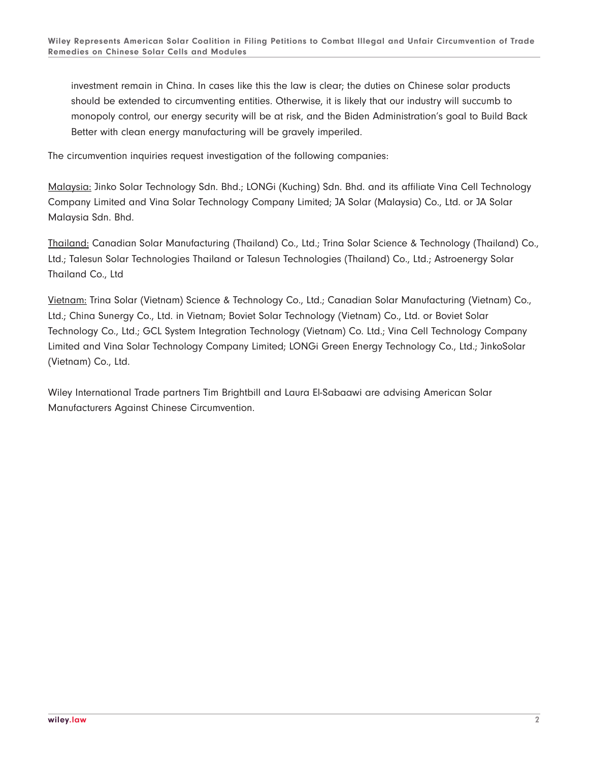> investment remain in China. In cases like this the law is clear; the duties on Chinese solar products should be extended to circumventing entities. Otherwise, it is likely that our industry will succumb to monopoly control, our energy security will be at risk, and the Biden Administration's goal to Build Back Better with clean energy manufacturing will be gravely imperiled.

The circumvention inquiries request investigation of the following companies:

<u>Malaysia:</u> Jinko Solar Technology Sdn. Bhd.; LONGi (Kuching) Sdn. Bhd. and its affiliate Vina Cell Technology Company Limited and Vina Solar Technology Company Limited; JA Solar (Malaysia) Co., Ltd. or JA Solar Malaysia Sdn. Bhd.

<u>Thailand:</u> Canadian Solar Manufacturing (Thailand) Co., Ltd.; Trina Solar Science & Technology (Thailand) Co., Ltd.; Talesun Solar Technologies Thailand or Talesun Technologies (Thailand) Co., Ltd.; Astroenergy Solar Thailand Co., Ltd

<u>Vietnam:</u> Trina Solar (Vietnam) Science & Technology Co., Ltd.; Canadian Solar Manufacturing (Vietnam) Co., Ltd.; China Sunergy Co., Ltd. in Vietnam; Boviet Solar Technology (Vietnam) Co., Ltd. or Boviet Solar Technology Co., Ltd.; GCL System Integration Technology (Vietnam) Co. Ltd.; Vina Cell Technology Company Limited and Vina Solar Technology Company Limited; LONGi Green Energy Technology Co., Ltd.; JinkoSolar (Vietnam) Co., Ltd.

Wiley International Trade partners Tim Brightbill and Laura El-Sabaawi are advising American Solar Manufacturers Against Chinese Circumvention.